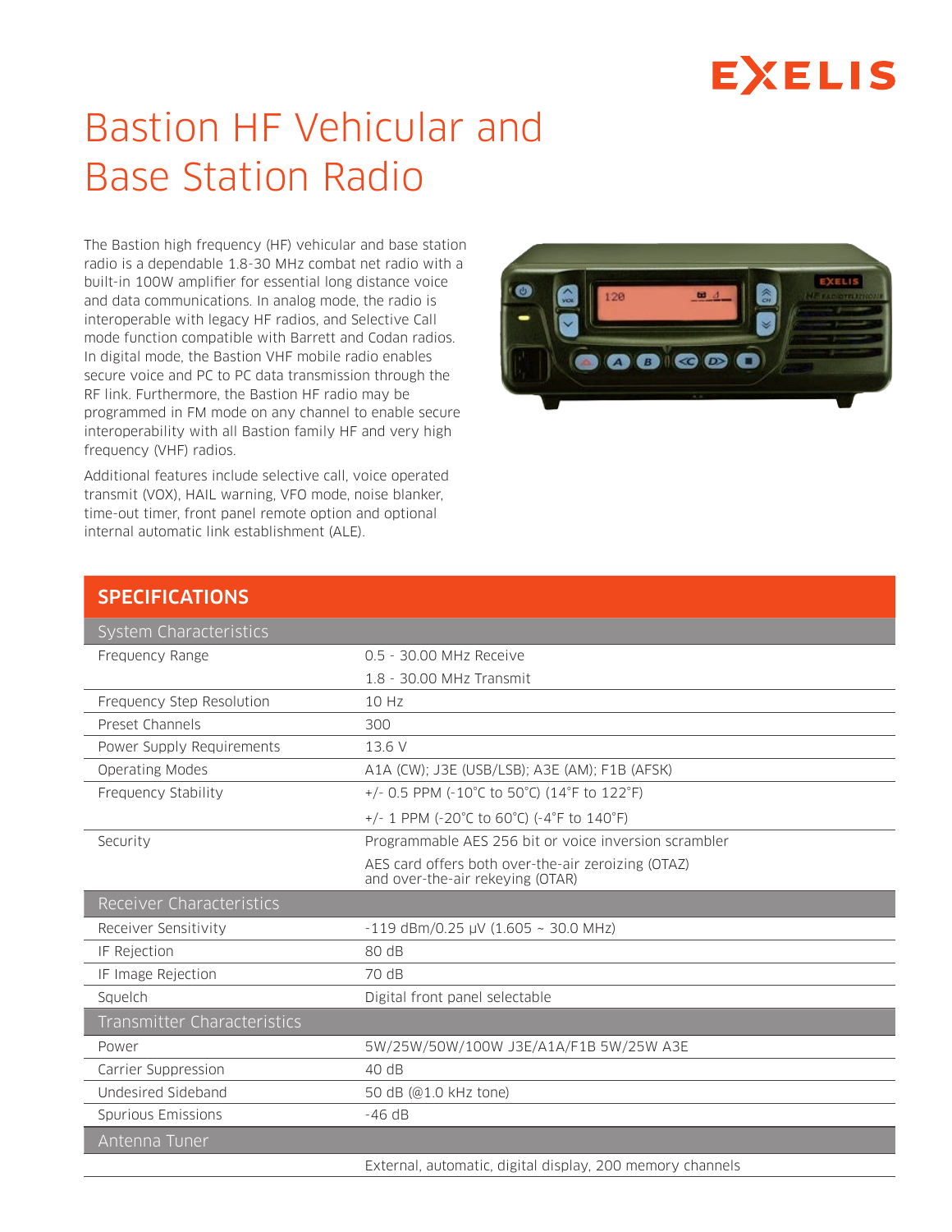# Bastion HF Vehicular and Base Station Radio

The Bastion high frequency (HF) vehicular and base station radio is a dependable 1.8-30 MHz combat net radio with a built-in 100W amplifier for essential long distance voice and data communications. In analog mode, the radio is interoperable with legacy HF radios, and Selective Call mode function compatible with Barrett and Codan radios. In digital mode, the Bastion VHF mobile radio enables secure voice and PC to PC data transmission through the RF link. Furthermore, the Bastion HF radio may be programmed in FM mode on any channel to enable secure interoperability with all Bastion family HF and very high frequency (VHF) radios.

Additional features include selective call, voice operated transmit (VOX), HAIL warning, VFO mode, noise blanker, time-out timer, front panel remote option and optional internal automatic link establishment (ALE).

## SPECIFICATIONS

| System Characteristics | |
|---|---|
| Frequency Range | 0.5 - 30.00 MHz Receive |
| | 1.8 - 30.00 MHz Transmit |
| Frequency Step Resolution | 10 Hz |
| Preset Channels | 300 |
| Power Supply Requirements | 13.6 V |
| Operating Modes | A1A (CW); J3E (USB/LSB); A3E (AM); F1B (AFSK) |
| Frequency Stability | +/- 0.5 PPM (-10°C to 50°C) (14°F to 122°F) |
| | +/- 1 PPM (-20°C to 60°C) (-4°F to 140°F) |
| Security | Programmable AES 256 bit or voice inversion scrambler |
| | AES card offers both over-the-air zeroizing (OTAZ) and over-the-air rekeying (OTAR) |
| **Receiver Characteristics** | |
| Receiver Sensitivity | -119 dBm/0.25 µV (1.605 ~ 30.0 MHz) |
| IF Rejection | 80 dB |
| IF Image Rejection | 70 dB |
| Squelch | Digital front panel selectable |
| **Transmitter Characteristics** | |
| Power | 5W/25W/50W/100W J3E/A1A/F1B 5W/25W A3E |
| Carrier Suppression | 40 dB |
| Undesired Sideband | 50 dB (@1.0 kHz tone) |
| Spurious Emissions | -46 dB |
| **Antenna Tuner** | |
| | External, automatic, digital display, 200 memory channels |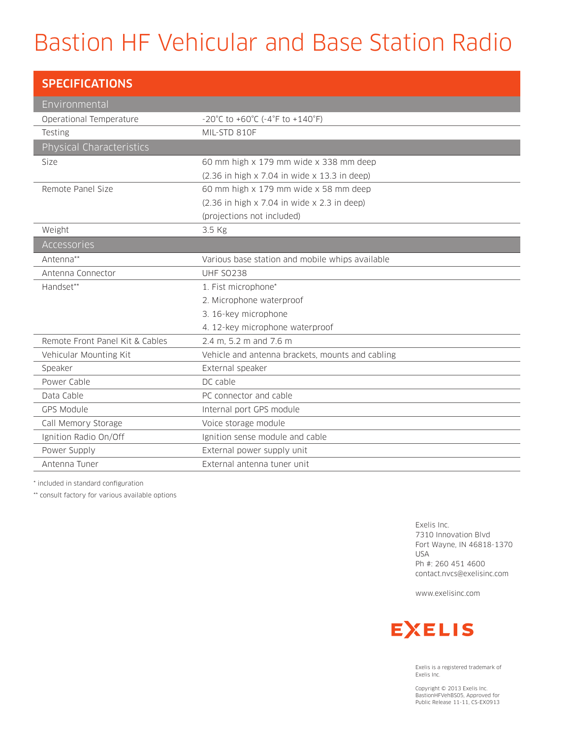# Bastion HF Vehicular and Base Station Radio

## SPECIFICATIONS

| | |
|---|---|
| **Environmental** | |
| Operational Temperature | -20°C to +60°C (-4°F to +140°F) |
| Testing | MIL-STD 810F |
| **Physical Characteristics** | |
| Size | 60 mm high x 179 mm wide x 338 mm deep<br>(2.36 in high x 7.04 in wide x 13.3 in deep) |
| Remote Panel Size | 60 mm high x 179 mm wide x 58 mm deep<br>(2.36 in high x 7.04 in wide x 2.3 in deep)<br>(projections not included) |
| Weight | 3.5 Kg |
| **Accessories** | |
| Antenna** | Various base station and mobile whips available |
| Antenna Connector | UHF SO238 |
| Handset** | 1. Fist microphone*<br>2. Microphone waterproof<br>3. 16-key microphone<br>4. 12-key microphone waterproof |
| Remote Front Panel Kit & Cables | 2.4 m, 5.2 m and 7.6 m |
| Vehicular Mounting Kit | Vehicle and antenna brackets, mounts and cabling |
| Speaker | External speaker |
| Power Cable | DC cable |
| Data Cable | PC connector and cable |
| GPS Module | Internal port GPS module |
| Call Memory Storage | Voice storage module |
| Ignition Radio On/Off | Ignition sense module and cable |
| Power Supply | External power supply unit |
| Antenna Tuner | External antenna tuner unit |

* included in standard configuration

** consult factory for various available options

Exelis Inc.
7310 Innovation Blvd
Fort Wayne, IN 46818-1370
USA
Ph #: 260 451 4600
contact.nvcs@exelisinc.com

www.exelisinc.com

EXELIS

Exelis is a registered trademark of Exelis Inc.

Copyright © 2013 Exelis Inc.
BastionHFVehBS05, Approved for Public Release 11-11, CS-EX0913